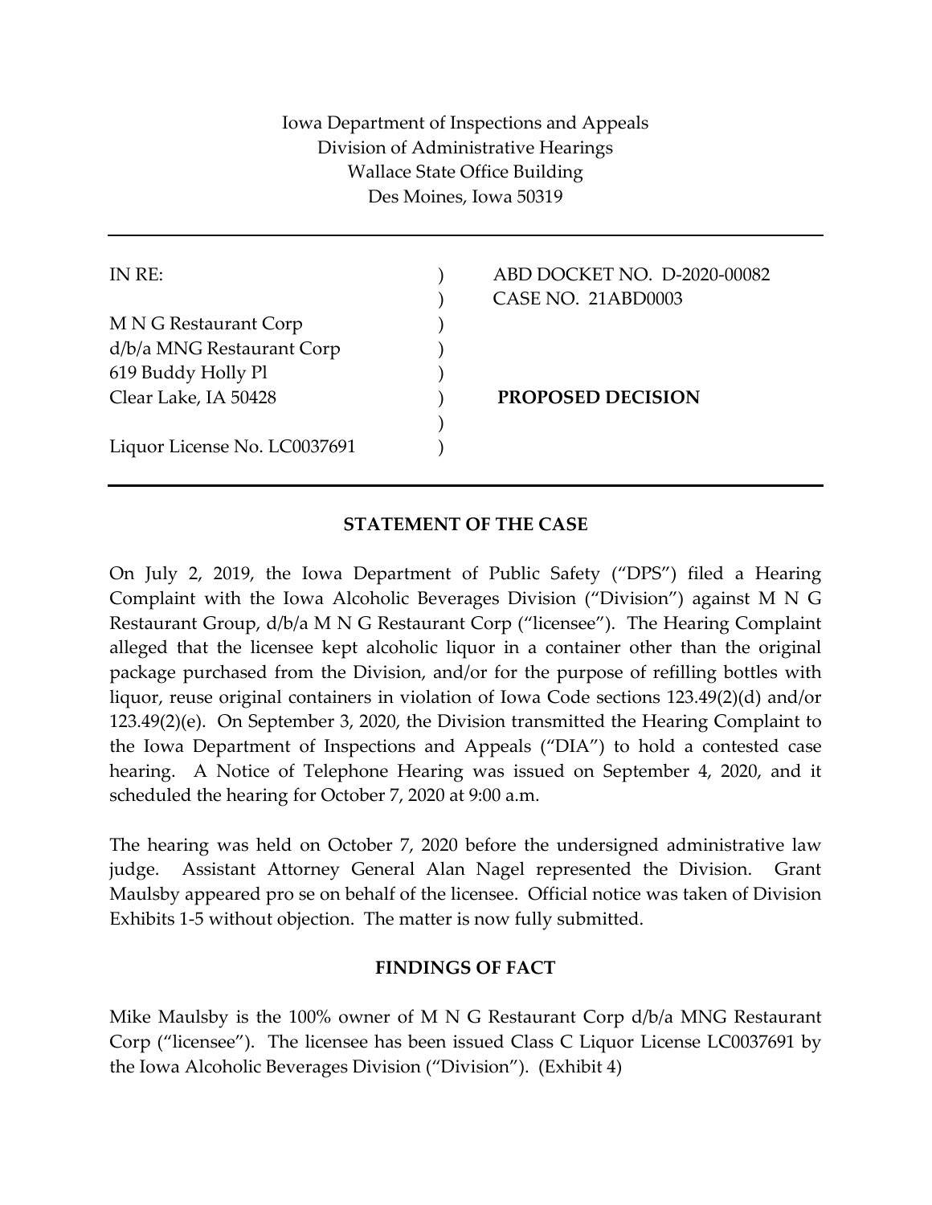Iowa Department of Inspections and Appeals
Division of Administrative Hearings
Wallace State Office Building
Des Moines, Iowa 50319

---

| | | |
|---|---|---|
| IN RE: | ) | ABD DOCKET NO. D-2020-00082 |
| | ) | CASE NO. 21ABD0003 |
| M N G Restaurant Corp | ) | |
| d/b/a MNG Restaurant Corp | ) | |
| 619 Buddy Holly Pl | ) | |
| Clear Lake, IA 50428 | ) | **PROPOSED DECISION** |
| | ) | |
| Liquor License No. LC0037691 | ) | |

---

## STATEMENT OF THE CASE

On July 2, 2019, the Iowa Department of Public Safety ("DPS") filed a Hearing Complaint with the Iowa Alcoholic Beverages Division ("Division") against M N G Restaurant Group, d/b/a M N G Restaurant Corp ("licensee"). The Hearing Complaint alleged that the licensee kept alcoholic liquor in a container other than the original package purchased from the Division, and/or for the purpose of refilling bottles with liquor, reuse original containers in violation of Iowa Code sections 123.49(2)(d) and/or 123.49(2)(e). On September 3, 2020, the Division transmitted the Hearing Complaint to the Iowa Department of Inspections and Appeals ("DIA") to hold a contested case hearing. A Notice of Telephone Hearing was issued on September 4, 2020, and it scheduled the hearing for October 7, 2020 at 9:00 a.m.

The hearing was held on October 7, 2020 before the undersigned administrative law judge. Assistant Attorney General Alan Nagel represented the Division. Grant Maulsby appeared pro se on behalf of the licensee. Official notice was taken of Division Exhibits 1-5 without objection. The matter is now fully submitted.

## FINDINGS OF FACT

Mike Maulsby is the 100% owner of M N G Restaurant Corp d/b/a MNG Restaurant Corp ("licensee"). The licensee has been issued Class C Liquor License LC0037691 by the Iowa Alcoholic Beverages Division ("Division"). (Exhibit 4)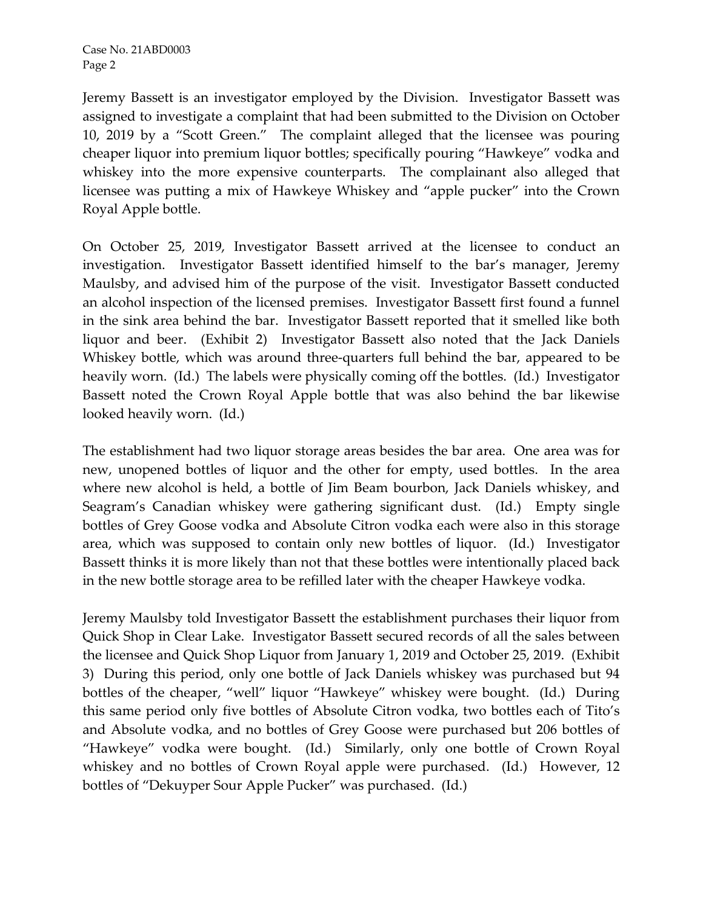Jeremy Bassett is an investigator employed by the Division. Investigator Bassett was assigned to investigate a complaint that had been submitted to the Division on October 10, 2019 by a "Scott Green." The complaint alleged that the licensee was pouring cheaper liquor into premium liquor bottles; specifically pouring "Hawkeye" vodka and whiskey into the more expensive counterparts. The complainant also alleged that licensee was putting a mix of Hawkeye Whiskey and "apple pucker" into the Crown Royal Apple bottle.

On October 25, 2019, Investigator Bassett arrived at the licensee to conduct an investigation. Investigator Bassett identified himself to the bar's manager, Jeremy Maulsby, and advised him of the purpose of the visit. Investigator Bassett conducted an alcohol inspection of the licensed premises. Investigator Bassett first found a funnel in the sink area behind the bar. Investigator Bassett reported that it smelled like both liquor and beer. (Exhibit 2) Investigator Bassett also noted that the Jack Daniels Whiskey bottle, which was around three-quarters full behind the bar, appeared to be heavily worn. (Id.) The labels were physically coming off the bottles. (Id.) Investigator Bassett noted the Crown Royal Apple bottle that was also behind the bar likewise looked heavily worn. (Id.)

The establishment had two liquor storage areas besides the bar area. One area was for new, unopened bottles of liquor and the other for empty, used bottles. In the area where new alcohol is held, a bottle of Jim Beam bourbon, Jack Daniels whiskey, and Seagram's Canadian whiskey were gathering significant dust. (Id.) Empty single bottles of Grey Goose vodka and Absolute Citron vodka each were also in this storage area, which was supposed to contain only new bottles of liquor. (Id.) Investigator Bassett thinks it is more likely than not that these bottles were intentionally placed back in the new bottle storage area to be refilled later with the cheaper Hawkeye vodka.

Jeremy Maulsby told Investigator Bassett the establishment purchases their liquor from Quick Shop in Clear Lake. Investigator Bassett secured records of all the sales between the licensee and Quick Shop Liquor from January 1, 2019 and October 25, 2019. (Exhibit 3) During this period, only one bottle of Jack Daniels whiskey was purchased but 94 bottles of the cheaper, "well" liquor "Hawkeye" whiskey were bought. (Id.) During this same period only five bottles of Absolute Citron vodka, two bottles each of Tito's and Absolute vodka, and no bottles of Grey Goose were purchased but 206 bottles of "Hawkeye" vodka were bought. (Id.) Similarly, only one bottle of Crown Royal whiskey and no bottles of Crown Royal apple were purchased. (Id.) However, 12 bottles of "Dekuyper Sour Apple Pucker" was purchased. (Id.)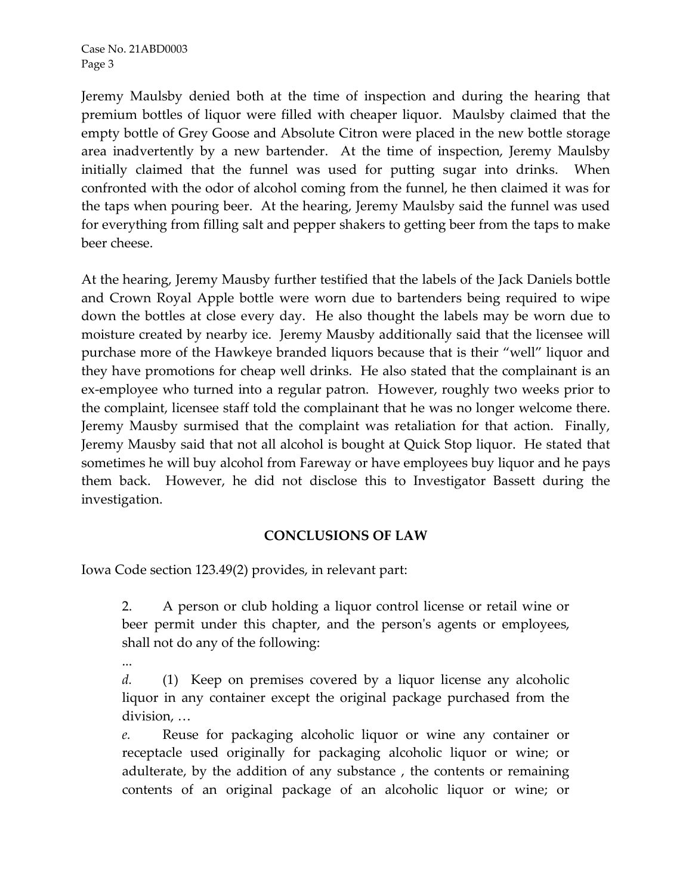Jeremy Maulsby denied both at the time of inspection and during the hearing that premium bottles of liquor were filled with cheaper liquor. Maulsby claimed that the empty bottle of Grey Goose and Absolute Citron were placed in the new bottle storage area inadvertently by a new bartender. At the time of inspection, Jeremy Maulsby initially claimed that the funnel was used for putting sugar into drinks. When confronted with the odor of alcohol coming from the funnel, he then claimed it was for the taps when pouring beer. At the hearing, Jeremy Maulsby said the funnel was used for everything from filling salt and pepper shakers to getting beer from the taps to make beer cheese.

At the hearing, Jeremy Mausby further testified that the labels of the Jack Daniels bottle and Crown Royal Apple bottle were worn due to bartenders being required to wipe down the bottles at close every day. He also thought the labels may be worn due to moisture created by nearby ice. Jeremy Mausby additionally said that the licensee will purchase more of the Hawkeye branded liquors because that is their "well" liquor and they have promotions for cheap well drinks. He also stated that the complainant is an ex-employee who turned into a regular patron. However, roughly two weeks prior to the complaint, licensee staff told the complainant that he was no longer welcome there. Jeremy Mausby surmised that the complaint was retaliation for that action. Finally, Jeremy Mausby said that not all alcohol is bought at Quick Stop liquor. He stated that sometimes he will buy alcohol from Fareway or have employees buy liquor and he pays them back. However, he did not disclose this to Investigator Bassett during the investigation.

## CONCLUSIONS OF LAW

Iowa Code section 123.49(2) provides, in relevant part:

> 2. A person or club holding a liquor control license or retail wine or beer permit under this chapter, and the person's agents or employees, shall not do any of the following:
>
> ...
>
> *d.* (1) Keep on premises covered by a liquor license any alcoholic liquor in any container except the original package purchased from the division, …
>
> *e.* Reuse for packaging alcoholic liquor or wine any container or receptacle used originally for packaging alcoholic liquor or wine; or adulterate, by the addition of any substance , the contents or remaining contents of an original package of an alcoholic liquor or wine; or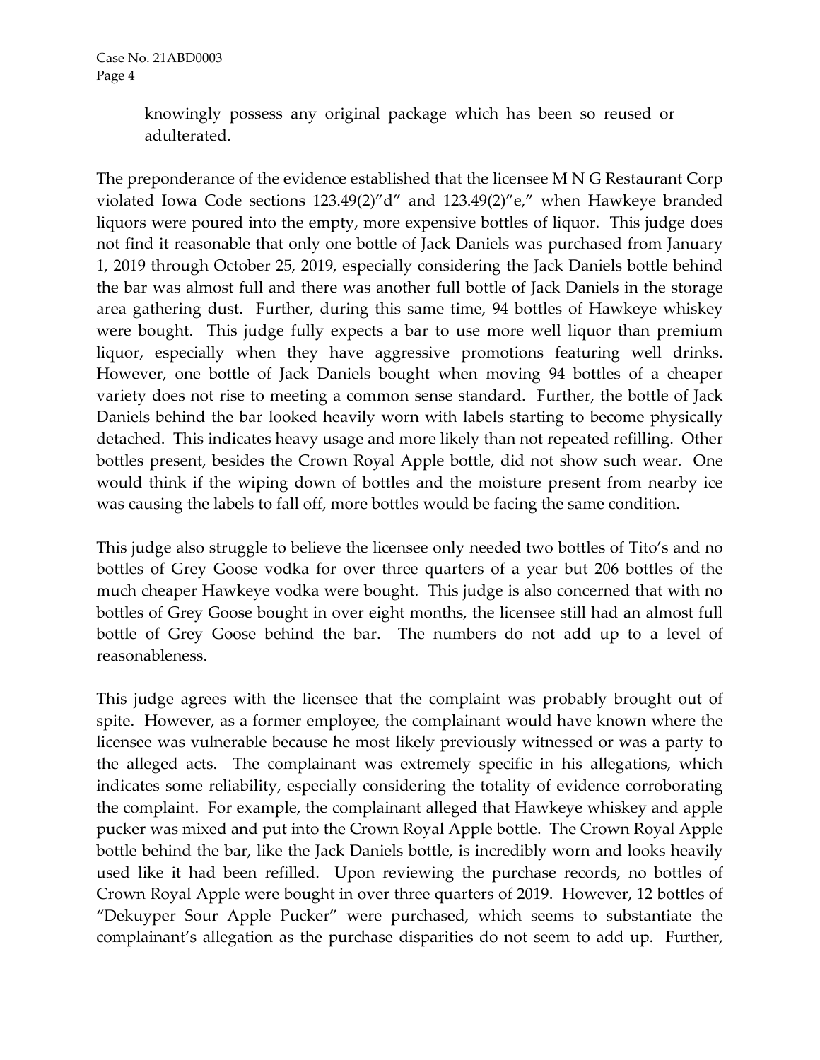knowingly possess any original package which has been so reused or adulterated.

The preponderance of the evidence established that the licensee M N G Restaurant Corp violated Iowa Code sections 123.49(2)"d" and 123.49(2)"e," when Hawkeye branded liquors were poured into the empty, more expensive bottles of liquor. This judge does not find it reasonable that only one bottle of Jack Daniels was purchased from January 1, 2019 through October 25, 2019, especially considering the Jack Daniels bottle behind the bar was almost full and there was another full bottle of Jack Daniels in the storage area gathering dust. Further, during this same time, 94 bottles of Hawkeye whiskey were bought. This judge fully expects a bar to use more well liquor than premium liquor, especially when they have aggressive promotions featuring well drinks. However, one bottle of Jack Daniels bought when moving 94 bottles of a cheaper variety does not rise to meeting a common sense standard. Further, the bottle of Jack Daniels behind the bar looked heavily worn with labels starting to become physically detached. This indicates heavy usage and more likely than not repeated refilling. Other bottles present, besides the Crown Royal Apple bottle, did not show such wear. One would think if the wiping down of bottles and the moisture present from nearby ice was causing the labels to fall off, more bottles would be facing the same condition.

This judge also struggle to believe the licensee only needed two bottles of Tito's and no bottles of Grey Goose vodka for over three quarters of a year but 206 bottles of the much cheaper Hawkeye vodka were bought. This judge is also concerned that with no bottles of Grey Goose bought in over eight months, the licensee still had an almost full bottle of Grey Goose behind the bar. The numbers do not add up to a level of reasonableness.

This judge agrees with the licensee that the complaint was probably brought out of spite. However, as a former employee, the complainant would have known where the licensee was vulnerable because he most likely previously witnessed or was a party to the alleged acts. The complainant was extremely specific in his allegations, which indicates some reliability, especially considering the totality of evidence corroborating the complaint. For example, the complainant alleged that Hawkeye whiskey and apple pucker was mixed and put into the Crown Royal Apple bottle. The Crown Royal Apple bottle behind the bar, like the Jack Daniels bottle, is incredibly worn and looks heavily used like it had been refilled. Upon reviewing the purchase records, no bottles of Crown Royal Apple were bought in over three quarters of 2019. However, 12 bottles of "Dekuyper Sour Apple Pucker" were purchased, which seems to substantiate the complainant's allegation as the purchase disparities do not seem to add up. Further,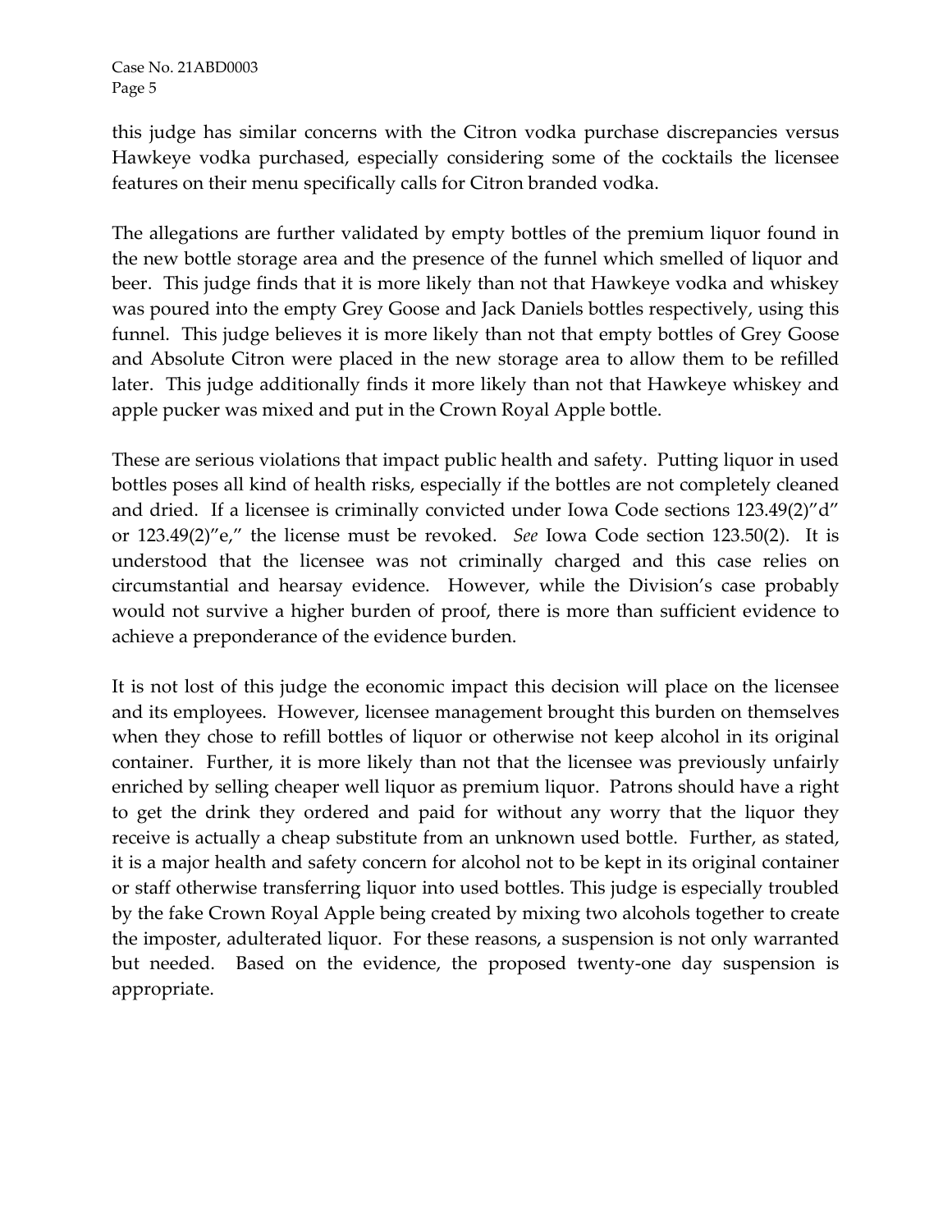this judge has similar concerns with the Citron vodka purchase discrepancies versus Hawkeye vodka purchased, especially considering some of the cocktails the licensee features on their menu specifically calls for Citron branded vodka.

The allegations are further validated by empty bottles of the premium liquor found in the new bottle storage area and the presence of the funnel which smelled of liquor and beer. This judge finds that it is more likely than not that Hawkeye vodka and whiskey was poured into the empty Grey Goose and Jack Daniels bottles respectively, using this funnel. This judge believes it is more likely than not that empty bottles of Grey Goose and Absolute Citron were placed in the new storage area to allow them to be refilled later. This judge additionally finds it more likely than not that Hawkeye whiskey and apple pucker was mixed and put in the Crown Royal Apple bottle.

These are serious violations that impact public health and safety. Putting liquor in used bottles poses all kind of health risks, especially if the bottles are not completely cleaned and dried. If a licensee is criminally convicted under Iowa Code sections 123.49(2)"d" or 123.49(2)"e," the license must be revoked. *See* Iowa Code section 123.50(2). It is understood that the licensee was not criminally charged and this case relies on circumstantial and hearsay evidence. However, while the Division's case probably would not survive a higher burden of proof, there is more than sufficient evidence to achieve a preponderance of the evidence burden.

It is not lost of this judge the economic impact this decision will place on the licensee and its employees. However, licensee management brought this burden on themselves when they chose to refill bottles of liquor or otherwise not keep alcohol in its original container. Further, it is more likely than not that the licensee was previously unfairly enriched by selling cheaper well liquor as premium liquor. Patrons should have a right to get the drink they ordered and paid for without any worry that the liquor they receive is actually a cheap substitute from an unknown used bottle. Further, as stated, it is a major health and safety concern for alcohol not to be kept in its original container or staff otherwise transferring liquor into used bottles. This judge is especially troubled by the fake Crown Royal Apple being created by mixing two alcohols together to create the imposter, adulterated liquor. For these reasons, a suspension is not only warranted but needed. Based on the evidence, the proposed twenty-one day suspension is appropriate.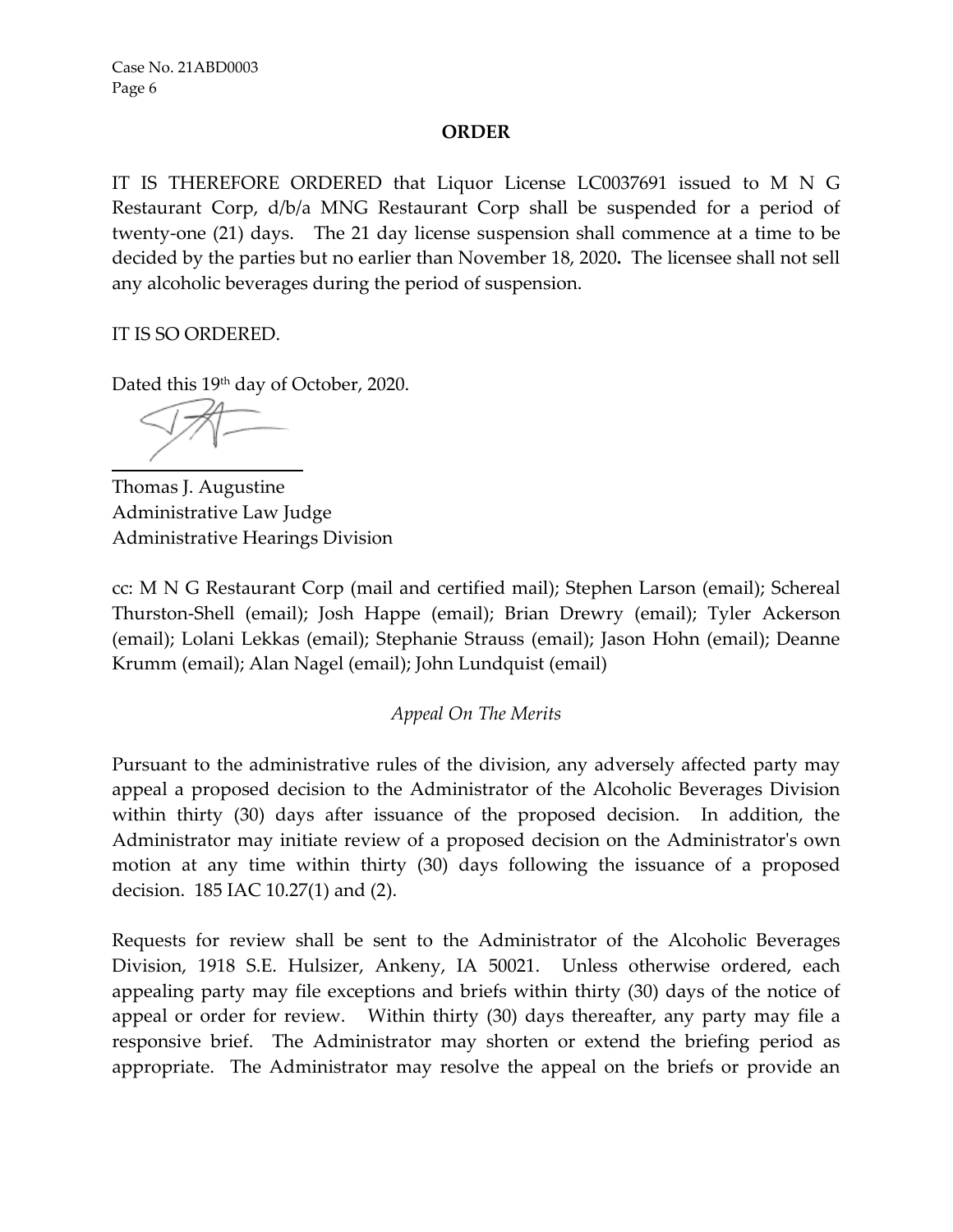## ORDER

IT IS THEREFORE ORDERED that Liquor License LC0037691 issued to M N G Restaurant Corp, d/b/a MNG Restaurant Corp shall be suspended for a period of twenty-one (21) days. The 21 day license suspension shall commence at a time to be decided by the parties but no earlier than November 18, 2020**.** The licensee shall not sell any alcoholic beverages during the period of suspension.

IT IS SO ORDERED.

Dated this 19th day of October, 2020.

Thomas J. Augustine
Administrative Law Judge
Administrative Hearings Division

cc: M N G Restaurant Corp (mail and certified mail); Stephen Larson (email); Schereal Thurston-Shell (email); Josh Happe (email); Brian Drewry (email); Tyler Ackerson (email); Lolani Lekkas (email); Stephanie Strauss (email); Jason Hohn (email); Deanne Krumm (email); Alan Nagel (email); John Lundquist (email)

*Appeal On The Merits*

Pursuant to the administrative rules of the division, any adversely affected party may appeal a proposed decision to the Administrator of the Alcoholic Beverages Division within thirty (30) days after issuance of the proposed decision. In addition, the Administrator may initiate review of a proposed decision on the Administrator's own motion at any time within thirty (30) days following the issuance of a proposed decision. 185 IAC 10.27(1) and (2).

Requests for review shall be sent to the Administrator of the Alcoholic Beverages Division, 1918 S.E. Hulsizer, Ankeny, IA 50021. Unless otherwise ordered, each appealing party may file exceptions and briefs within thirty (30) days of the notice of appeal or order for review. Within thirty (30) days thereafter, any party may file a responsive brief. The Administrator may shorten or extend the briefing period as appropriate. The Administrator may resolve the appeal on the briefs or provide an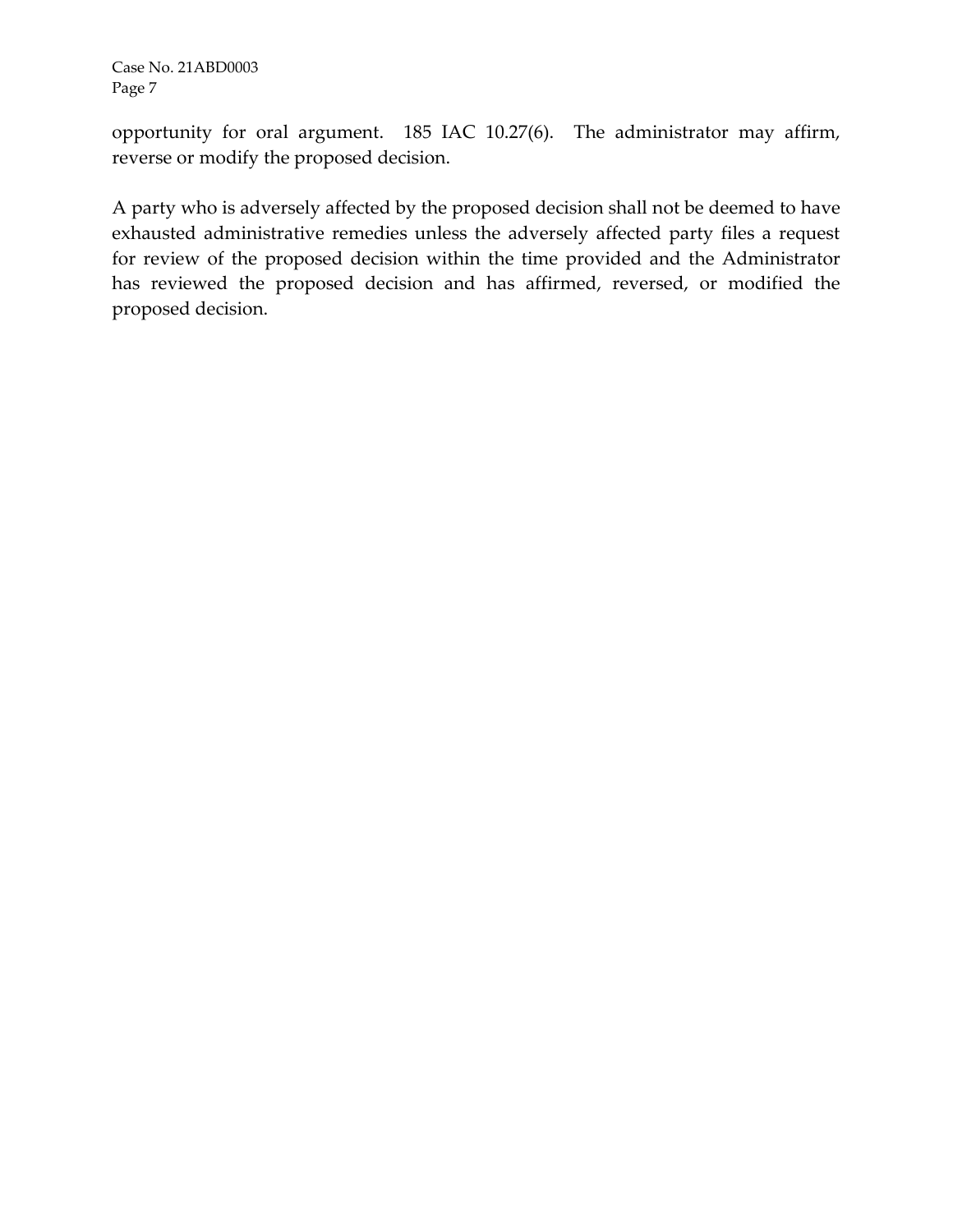opportunity for oral argument. 185 IAC 10.27(6). The administrator may affirm, reverse or modify the proposed decision.

A party who is adversely affected by the proposed decision shall not be deemed to have exhausted administrative remedies unless the adversely affected party files a request for review of the proposed decision within the time provided and the Administrator has reviewed the proposed decision and has affirmed, reversed, or modified the proposed decision.